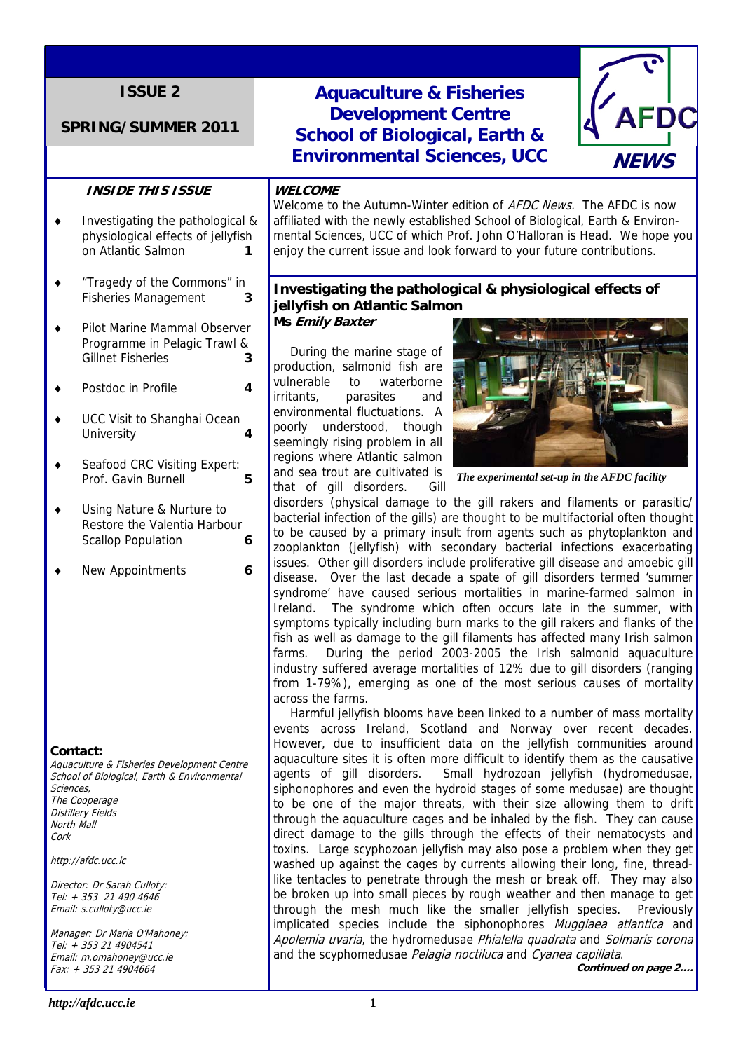**ISSUE 2**

**SPRING/SUMMER 2011**

# Aquaculture & Fisheries Development Centre School of Biological, Earth & Environmental Sciences, UCC

**AFDC NEWS**

### *INSIDE THIS ISSUE*

- Investigating the pathological & physiological effects of jellyfish on Atlantic Salmon — 1
- "Tragedy of the Commons" in Fisheries Management — 3
- Pilot Marine Mammal Observer Programme in Pelagic Trawl & Gillnet Fisheries — 3
- Postdoc in Profile — 4
- UCC Visit to Shanghai Ocean University — 4
- Seafood CRC Visiting Expert: Prof. Gavin Burnell — 5
- Using Nature & Nurture to Restore the Valentia Harbour Scallop Population — 6
- New Appointments — 6

**Contact:**

*Aquaculture & Fisheries Development Centre*
*School of Biological, Earth & Environmental Sciences,*
*The Cooperage*
*Distillery Fields*
*North Mall*
*Cork*

*http://afdc.ucc.ic*

*Director: Dr Sarah Culloty:*
*Tel: + 353 21 490 4646*
*Email: s.culloty@ucc.ie*

*Manager: Dr Maria O'Mahoney:*
*Tel: + 353 21 4904541*
*Email: m.omahoney@ucc.ie*
*Fax: + 353 21 4904664*

### *WELCOME*

Welcome to the Autumn-Winter edition of *AFDC News.* The AFDC is now affiliated with the newly established School of Biological, Earth & Environmental Sciences, UCC of which Prof. John O'Halloran is Head. We hope you enjoy the current issue and look forward to your future contributions.

## Investigating the pathological & physiological effects of jellyfish on Atlantic Salmon

**Ms *Emily Baxter***

During the marine stage of production, salmonid fish are vulnerable to waterborne irritants, parasites and environmental fluctuations. A poorly understood, though seemingly rising problem in all regions where Atlantic salmon and sea trout are cultivated is that of gill disorders. Gill disorders (physical damage to the gill rakers and filaments or parasitic/bacterial infection of the gills) are thought to be multifactorial often thought to be caused by a primary insult from agents such as phytoplankton and zooplankton (jellyfish) with secondary bacterial infections exacerbating issues. Other gill disorders include proliferative gill disease and amoebic gill disease. Over the last decade a spate of gill disorders termed 'summer syndrome' have caused serious mortalities in marine-farmed salmon in Ireland. The syndrome which often occurs late in the summer, with symptoms typically including burn marks to the gill rakers and flanks of the fish as well as damage to the gill filaments has affected many Irish salmon farms. During the period 2003-2005 the Irish salmonid aquaculture industry suffered average mortalities of 12% due to gill disorders (ranging from 1-79%), emerging as one of the most serious causes of mortality across the farms.

*The experimental set-up in the AFDC facility*

Harmful jellyfish blooms have been linked to a number of mass mortality events across Ireland, Scotland and Norway over recent decades. However, due to insufficient data on the jellyfish communities around aquaculture sites it is often more difficult to identify them as the causative agents of gill disorders. Small hydrozoan jellyfish (hydromedusae, siphonophores and even the hydroid stages of some medusae) are thought to be one of the major threats, with their size allowing them to drift through the aquaculture cages and be inhaled by the fish. They can cause direct damage to the gills through the effects of their nematocysts and toxins. Large scyphozoan jellyfish may also pose a problem when they get washed up against the cages by currents allowing their long, fine, thread-like tentacles to penetrate through the mesh or break off. They may also be broken up into small pieces by rough weather and then manage to get through the mesh much like the smaller jellyfish species. Previously implicated species include the siphonophores *Muggiaea atlantica* and *Apolemia uvaria*, the hydromedusae *Phialella quadrata* and *Solmaris corona* and the scyphomedusae *Pelagia noctiluca* and *Cyanea capillata*.

***Continued on page 2….***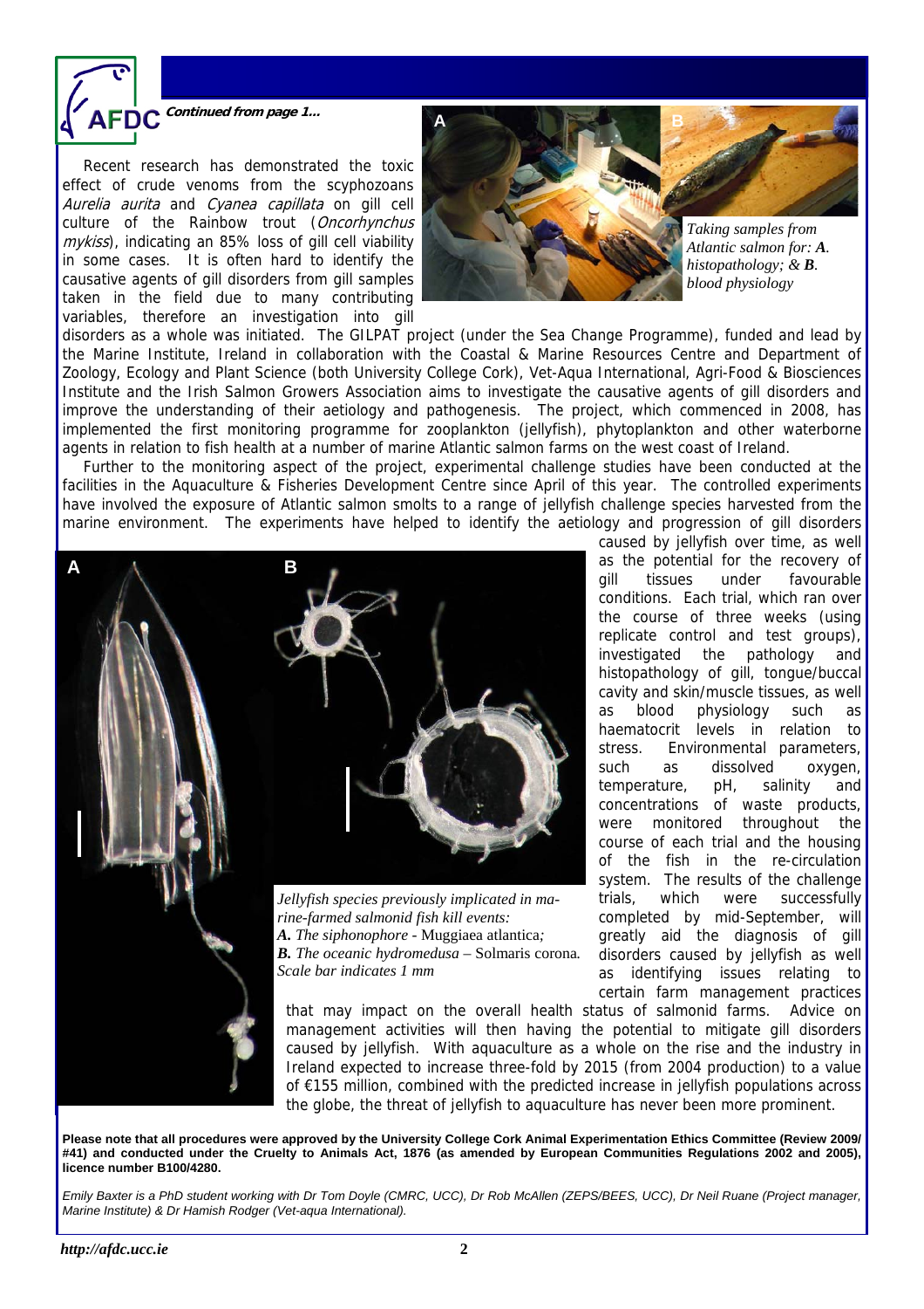*Continued from page 1...*

Recent research has demonstrated the toxic effect of crude venoms from the scyphozoans *Aurelia aurita* and *Cyanea capillata* on gill cell culture of the Rainbow trout (*Oncorhynchus mykiss*), indicating an 85% loss of gill cell viability in some cases. It is often hard to identify the causative agents of gill disorders from gill samples taken in the field due to many contributing variables, therefore an investigation into gill disorders as a whole was initiated. The GILPAT project (under the Sea Change Programme), funded and lead by the Marine Institute, Ireland in collaboration with the Coastal & Marine Resources Centre and Department of Zoology, Ecology and Plant Science (both University College Cork), Vet-Aqua International, Agri-Food & Biosciences Institute and the Irish Salmon Growers Association aims to investigate the causative agents of gill disorders and improve the understanding of their aetiology and pathogenesis. The project, which commenced in 2008, has implemented the first monitoring programme for zooplankton (jellyfish), phytoplankton and other waterborne agents in relation to fish health at a number of marine Atlantic salmon farms on the west coast of Ireland.

*Taking samples from Atlantic salmon for: **A**. histopathology; & **B**. blood physiology*

Further to the monitoring aspect of the project, experimental challenge studies have been conducted at the facilities in the Aquaculture & Fisheries Development Centre since April of this year. The controlled experiments have involved the exposure of Atlantic salmon smolts to a range of jellyfish challenge species harvested from the marine environment. The experiments have helped to identify the aetiology and progression of gill disorders caused by jellyfish over time, as well as the potential for the recovery of gill tissues under favourable conditions. Each trial, which ran over the course of three weeks (using replicate control and test groups), investigated the pathology and histopathology of gill, tongue/buccal cavity and skin/muscle tissues, as well as blood physiology such as haematocrit levels in relation to stress. Environmental parameters, such as dissolved oxygen, temperature, pH, salinity and concentrations of waste products, were monitored throughout the course of each trial and the housing of the fish in the re-circulation system. The results of the challenge trials, which were successfully completed by mid-September, will greatly aid the diagnosis of gill disorders caused by jellyfish as well as identifying issues relating to certain farm management practices that may impact on the overall health status of salmonid farms. Advice on management activities will then having the potential to mitigate gill disorders caused by jellyfish. With aquaculture as a whole on the rise and the industry in Ireland expected to increase three-fold by 2015 (from 2004 production) to a value of €155 million, combined with the predicted increase in jellyfish populations across the globe, the threat of jellyfish to aquaculture has never been more prominent.

*Jellyfish species previously implicated in marine-farmed salmonid fish kill events:*
***A.** The siphonophore -* Muggiaea atlantica*;*
***B.** The oceanic hydromedusa –* Solmaris corona*.*
*Scale bar indicates 1 mm*

**Please note that all procedures were approved by the University College Cork Animal Experimentation Ethics Committee (Review 2009/#41) and conducted under the Cruelty to Animals Act, 1876 (as amended by European Communities Regulations 2002 and 2005), licence number B100/4280.**

*Emily Baxter is a PhD student working with Dr Tom Doyle (CMRC, UCC), Dr Rob McAllen (ZEPS/BEES, UCC), Dr Neil Ruane (Project manager, Marine Institute) & Dr Hamish Rodger (Vet-aqua International).*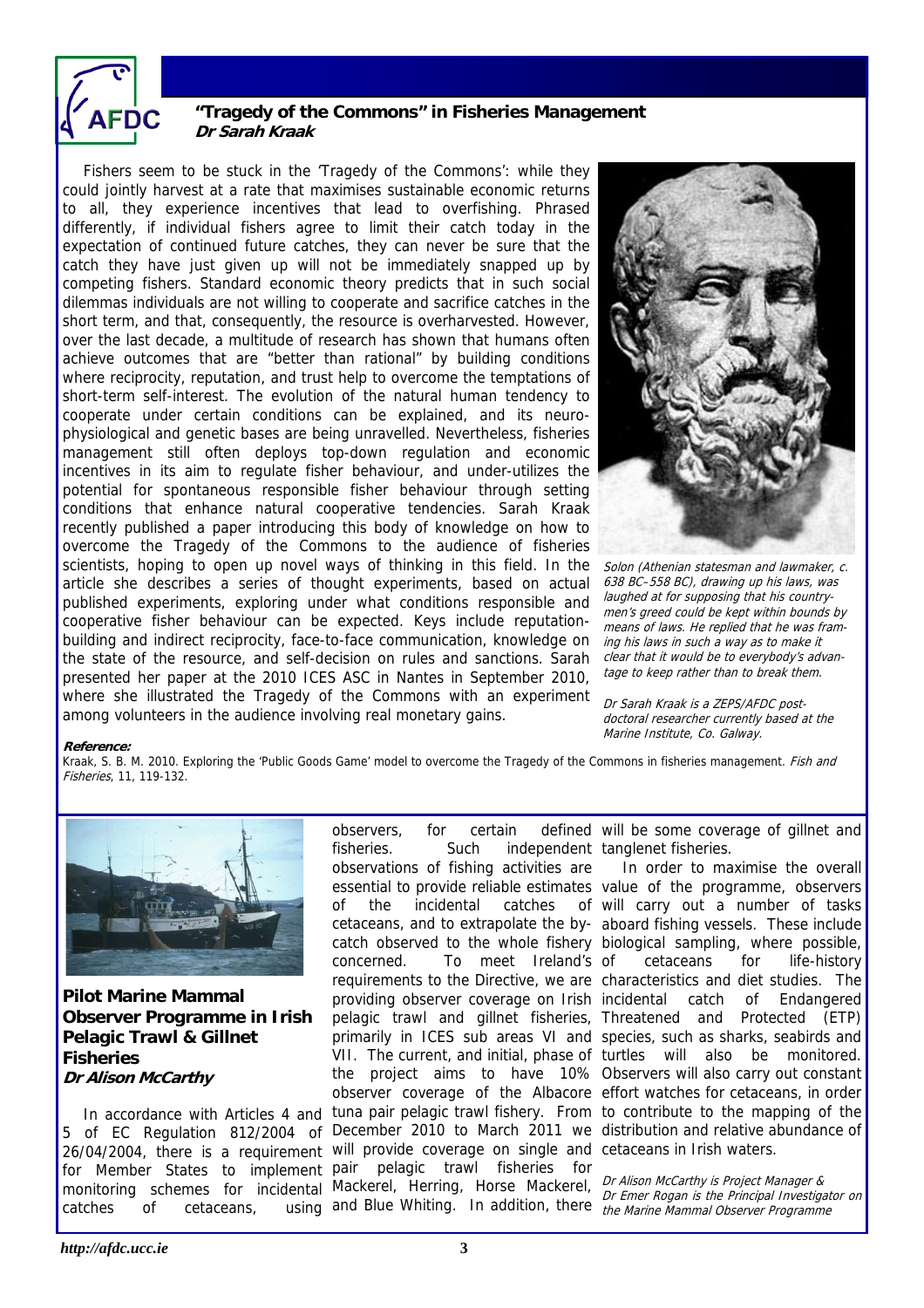## "Tragedy of the Commons" in Fisheries Management

***Dr Sarah Kraak***

Fishers seem to be stuck in the 'Tragedy of the Commons': while they could jointly harvest at a rate that maximises sustainable economic returns to all, they experience incentives that lead to overfishing. Phrased differently, if individual fishers agree to limit their catch today in the expectation of continued future catches, they can never be sure that the catch they have just given up will not be immediately snapped up by competing fishers. Standard economic theory predicts that in such social dilemmas individuals are not willing to cooperate and sacrifice catches in the short term, and that, consequently, the resource is overharvested. However, over the last decade, a multitude of research has shown that humans often achieve outcomes that are "better than rational" by building conditions where reciprocity, reputation, and trust help to overcome the temptations of short-term self-interest. The evolution of the natural human tendency to cooperate under certain conditions can be explained, and its neuro-physiological and genetic bases are being unravelled. Nevertheless, fisheries management still often deploys top-down regulation and economic incentives in its aim to regulate fisher behaviour, and under-utilizes the potential for spontaneous responsible fisher behaviour through setting conditions that enhance natural cooperative tendencies. Sarah Kraak recently published a paper introducing this body of knowledge on how to overcome the Tragedy of the Commons to the audience of fisheries scientists, hoping to open up novel ways of thinking in this field. In the article she describes a series of thought experiments, based on actual published experiments, exploring under what conditions responsible and cooperative fisher behaviour can be expected. Keys include reputation-building and indirect reciprocity, face-to-face communication, knowledge on the state of the resource, and self-decision on rules and sanctions. Sarah presented her paper at the 2010 ICES ASC in Nantes in September 2010, where she illustrated the Tragedy of the Commons with an experiment among volunteers in the audience involving real monetary gains.

*Solon (Athenian statesman and lawmaker, c. 638 BC–558 BC), drawing up his laws, was laughed at for supposing that his country-men's greed could be kept within bounds by means of laws. He replied that he was framing his laws in such a way as to make it clear that it would be to everybody's advantage to keep rather than to break them.*

*Dr Sarah Kraak is a ZEPS/AFDC post-doctoral researcher currently based at the Marine Institute, Co. Galway.*

***Reference:***

Kraak, S. B. M. 2010. Exploring the 'Public Goods Game' model to overcome the Tragedy of the Commons in fisheries management. *Fish and Fisheries*, 11, 119-132.

## Pilot Marine Mammal Observer Programme in Irish Pelagic Trawl & Gillnet Fisheries

***Dr Alison McCarthy***

In accordance with Articles 4 and 5 of EC Regulation 812/2004 of 26/04/2004, there is a requirement for Member States to implement monitoring schemes for incidental catches of cetaceans, using observers, for certain defined fisheries. Such independent observations of fishing activities are essential to provide reliable estimates of the incidental catches of cetaceans, and to extrapolate the by-catch observed to the whole fishery concerned. To meet Ireland's requirements to the Directive, we are providing observer coverage on Irish pelagic trawl and gillnet fisheries, primarily in ICES sub areas VI and VII. The current, and initial, phase of the project aims to have 10% observer coverage of the Albacore tuna pair pelagic trawl fishery. From December 2010 to March 2011 we will provide coverage on single and pair pelagic trawl fisheries for Mackerel, Herring, Horse Mackerel, and Blue Whiting. In addition, there will be some coverage of gillnet and tanglenet fisheries.

In order to maximise the overall value of the programme, observers will carry out a number of tasks aboard fishing vessels. These include biological sampling, where possible, of cetaceans for life-history characteristics and diet studies. The incidental catch of Endangered Threatened and Protected (ETP) species, such as sharks, seabirds and turtles will also be monitored. Observers will also carry out constant effort watches for cetaceans, in order to contribute to the mapping of the distribution and relative abundance of cetaceans in Irish waters.

*Dr Alison McCarthy is Project Manager & Dr Emer Rogan is the Principal Investigator on the Marine Mammal Observer Programme*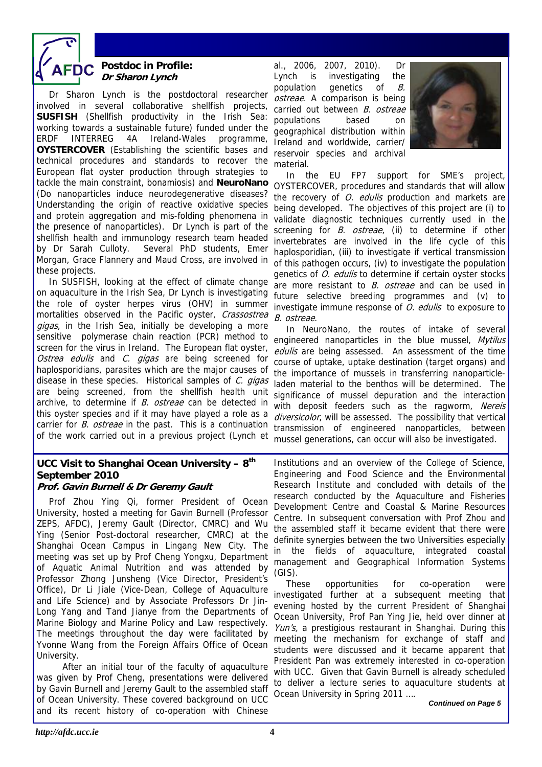## Postdoc in Profile: *Dr Sharon Lynch*

Dr Sharon Lynch is the postdoctoral researcher involved in several collaborative shellfish projects, **SUSFISH** (Shellfish productivity in the Irish Sea: working towards a sustainable future) funded under the ERDF INTERREG 4A Ireland-Wales programme, **OYSTERCOVER** (Establishing the scientific bases and technical procedures and standards to recover the European flat oyster production through strategies to tackle the main constraint, bonamiosis) and **NeuroNano** (Do nanoparticles induce neurodegenerative diseases? Understanding the origin of reactive oxidative species and protein aggregation and mis-folding phenomena in the presence of nanoparticles). Dr Lynch is part of the shellfish health and immunology research team headed by Dr Sarah Culloty. Several PhD students, Emer Morgan, Grace Flannery and Maud Cross, are involved in these projects.

In SUSFISH, looking at the effect of climate change on aquaculture in the Irish Sea, Dr Lynch is investigating the role of oyster herpes virus (OHV) in summer mortalities observed in the Pacific oyster, *Crassostrea gigas*, in the Irish Sea, initially be developing a more sensitive polymerase chain reaction (PCR) method to screen for the virus in Ireland. The European flat oyster, *Ostrea edulis* and *C. gigas* are being screened for haplosporidians, parasites which are the major causes of disease in these species. Historical samples of *C. gigas* are being screened, from the shellfish health unit archive, to determine if *B. ostreae* can be detected in this oyster species and if it may have played a role as a carrier for *B. ostreae* in the past. This is a continuation of the work carried out in a previous project (Lynch et al., 2006, 2007, 2010). Dr Lynch is investigating the population genetics of *B. ostreae*. A comparison is being carried out between *B. ostreae* populations based on geographical distribution within Ireland and worldwide, carrier/ reservoir species and archival material.

In the EU FP7 support for SME's project, OYSTERCOVER, procedures and standards that will allow the recovery of *O. edulis* production and markets are being developed. The objectives of this project are (i) to validate diagnostic techniques currently used in the screening for *B. ostreae*, (ii) to determine if other invertebrates are involved in the life cycle of this haplosporidian, (iii) to investigate if vertical transmission of this pathogen occurs, (iv) to investigate the population genetics of *O. edulis* to determine if certain oyster stocks are more resistant to *B. ostreae* and can be used in future selective breeding programmes and (v) to investigate immune response of *O. edulis* to exposure to *B. ostreae*.

In NeuroNano, the routes of intake of several engineered nanoparticles in the blue mussel, *Mytilus edulis* are being assessed. An assessment of the time course of uptake, uptake destination (target organs) and the importance of mussels in transferring nanoparticle-laden material to the benthos will be determined. The significance of mussel depuration and the interaction with deposit feeders such as the ragworm, *Nereis diversicolor*, will be assessed. The possibility that vertical transmission of engineered nanoparticles, between mussel generations, can occur will also be investigated.

## UCC Visit to Shanghai Ocean University – 8th September 2010

***Prof. Gavin Burnell & Dr Geremy Gault***

Prof Zhou Ying Qi, former President of Ocean University, hosted a meeting for Gavin Burnell (Professor ZEPS, AFDC), Jeremy Gault (Director, CMRC) and Wu Ying (Senior Post-doctoral researcher, CMRC) at the Shanghai Ocean Campus in Lingang New City. The meeting was set up by Prof Cheng Yongxu, Department of Aquatic Animal Nutrition and was attended by Professor Zhong Junsheng (Vice Director, President's Office), Dr Li Jiale (Vice-Dean, College of Aquaculture and Life Science) and by Associate Professors Dr Jin-Long Yang and Tand Jianye from the Departments of Marine Biology and Marine Policy and Law respectively. The meetings throughout the day were facilitated by Yvonne Wang from the Foreign Affairs Office of Ocean University.

After an initial tour of the faculty of aquaculture was given by Prof Cheng, presentations were delivered by Gavin Burnell and Jeremy Gault to the assembled staff of Ocean University. These covered background on UCC and its recent history of co-operation with Chinese Institutions and an overview of the College of Science, Engineering and Food Science and the Environmental Research Institute and concluded with details of the research conducted by the Aquaculture and Fisheries Development Centre and Coastal & Marine Resources Centre. In subsequent conversation with Prof Zhou and the assembled staff it became evident that there were definite synergies between the two Universities especially in the fields of aquaculture, integrated coastal management and Geographical Information Systems (GIS).

These opportunities for co-operation were investigated further at a subsequent meeting that evening hosted by the current President of Shanghai Ocean University, Prof Pan Ying Jie, held over dinner at *Yun's,* a prestigious restaurant in Shanghai. During this meeting the mechanism for exchange of staff and students were discussed and it became apparent that President Pan was extremely interested in co-operation with UCC. Given that Gavin Burnell is already scheduled to deliver a lecture series to aquaculture students at Ocean University in Spring 2011 ….

***Continued on Page 5***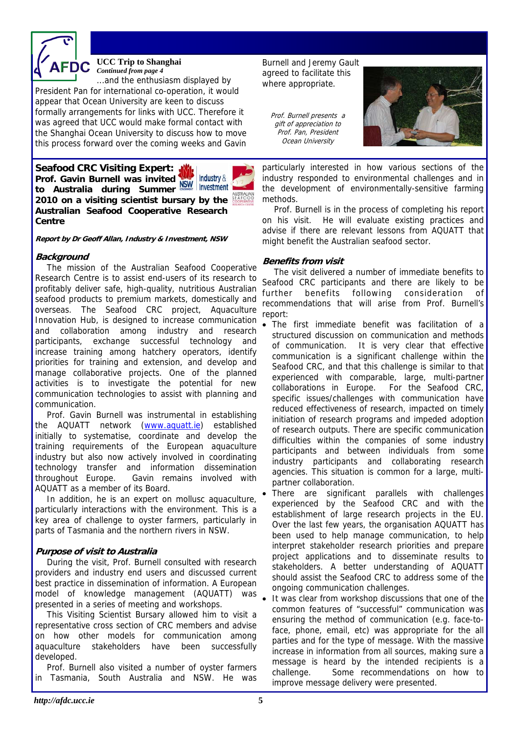## UCC Trip to Shanghai

*Continued from page 4*

…and the enthusiasm displayed by President Pan for international co-operation, it would appear that Ocean University are keen to discuss formally arrangements for links with UCC. Therefore it was agreed that UCC would make formal contact with the Shanghai Ocean University to discuss how to move this process forward over the coming weeks and Gavin Burnell and Jeremy Gault agreed to facilitate this where appropriate.

*Prof. Burnell presents a gift of appreciation to Prof. Pan, President Ocean University*

## Seafood CRC Visiting Expert: Prof. Gavin Burnell was invited to Australia during Summer 2010 on a visiting scientist bursary by the Australian Seafood Cooperative Research Centre

***Report by Dr Geoff Allan, Industry & Investment, NSW***

### *Background*

The mission of the Australian Seafood Cooperative Research Centre is to assist end-users of its research to profitably deliver safe, high-quality, nutritious Australian seafood products to premium markets, domestically and overseas. The Seafood CRC project, Aquaculture Innovation Hub, is designed to increase communication and collaboration among industry and research participants, exchange successful technology and increase training among hatchery operators, identify priorities for training and extension, and develop and manage collaborative projects. One of the planned activities is to investigate the potential for new communication technologies to assist with planning and communication.

Prof. Gavin Burnell was instrumental in establishing the AQUATT network (www.aquatt.ie) established initially to systematise, coordinate and develop the training requirements of the European aquaculture industry but also now actively involved in coordinating technology transfer and information dissemination throughout Europe. Gavin remains involved with AQUATT as a member of its Board.

In addition, he is an expert on mollusc aquaculture, particularly interactions with the environment. This is a key area of challenge to oyster farmers, particularly in parts of Tasmania and the northern rivers in NSW.

### *Purpose of visit to Australia*

During the visit, Prof. Burnell consulted with research providers and industry end users and discussed current best practice in dissemination of information. A European model of knowledge management (AQUATT) was presented in a series of meeting and workshops.

This Visiting Scientist Bursary allowed him to visit a representative cross section of CRC members and advise on how other models for communication among aquaculture stakeholders have been successfully developed.

Prof. Burnell also visited a number of oyster farmers in Tasmania, South Australia and NSW. He was particularly interested in how various sections of the industry responded to environmental challenges and in the development of environmentally-sensitive farming methods.

Prof. Burnell is in the process of completing his report on his visit. He will evaluate existing practices and advise if there are relevant lessons from AQUATT that might benefit the Australian seafood sector.

### *Benefits from visit*

The visit delivered a number of immediate benefits to Seafood CRC participants and there are likely to be further benefits following consideration of recommendations that will arise from Prof. Burnell's report:

- The first immediate benefit was facilitation of a structured discussion on communication and methods of communication. It is very clear that effective communication is a significant challenge within the Seafood CRC, and that this challenge is similar to that experienced with comparable, large, multi-partner collaborations in Europe. For the Seafood CRC, specific issues/challenges with communication have reduced effectiveness of research, impacted on timely initiation of research programs and impeded adoption of research outputs. There are specific communication difficulties within the companies of some industry participants and between individuals from some industry participants and collaborating research agencies. This situation is common for a large, multi-partner collaboration.
- There are significant parallels with challenges experienced by the Seafood CRC and with the establishment of large research projects in the EU. Over the last few years, the organisation AQUATT has been used to help manage communication, to help interpret stakeholder research priorities and prepare project applications and to disseminate results to stakeholders. A better understanding of AQUATT should assist the Seafood CRC to address some of the ongoing communication challenges.
- It was clear from workshop discussions that one of the common features of "successful" communication was ensuring the method of communication (e.g. face-to-face, phone, email, etc) was appropriate for the all parties and for the type of message. With the massive increase in information from all sources, making sure a message is heard by the intended recipients is a challenge. Some recommendations on how to improve message delivery were presented.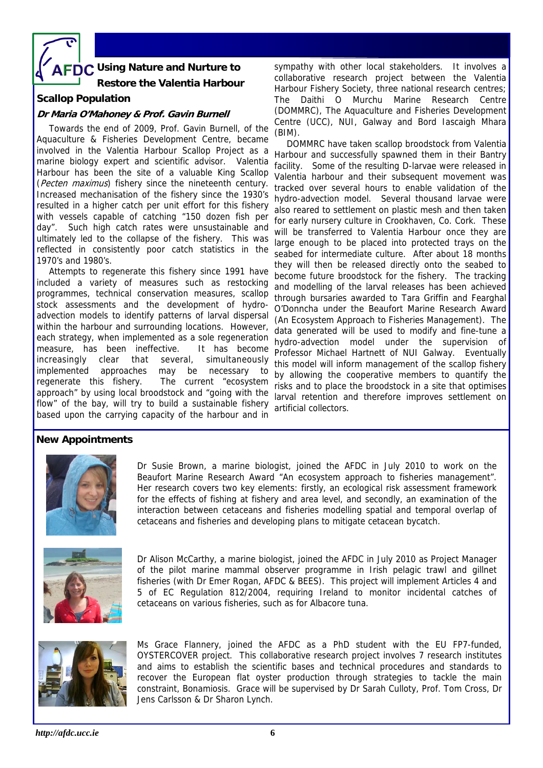## Using Nature and Nurture to Restore the Valentia Harbour Scallop Population

***Dr Maria O'Mahoney & Prof. Gavin Burnell***

Towards the end of 2009, Prof. Gavin Burnell, of the Aquaculture & Fisheries Development Centre, became involved in the Valentia Harbour Scallop Project as a marine biology expert and scientific advisor. Valentia Harbour has been the site of a valuable King Scallop (*Pecten maximus*) fishery since the nineteenth century. Increased mechanisation of the fishery since the 1930's resulted in a higher catch per unit effort for this fishery with vessels capable of catching "150 dozen fish per day". Such high catch rates were unsustainable and ultimately led to the collapse of the fishery. This was reflected in consistently poor catch statistics in the 1970's and 1980's.

Attempts to regenerate this fishery since 1991 have included a variety of measures such as restocking programmes, technical conservation measures, scallop stock assessments and the development of hydro-advection models to identify patterns of larval dispersal within the harbour and surrounding locations. However, each strategy, when implemented as a sole regeneration measure, has been ineffective. It has become increasingly clear that several, simultaneously implemented approaches may be necessary to regenerate this fishery. The current "ecosystem approach" by using local broodstock and "going with the flow" of the bay, will try to build a sustainable fishery based upon the carrying capacity of the harbour and in sympathy with other local stakeholders. It involves a collaborative research project between the Valentia Harbour Fishery Society, three national research centres; The Daithi O Murchu Marine Research Centre (DOMMRC), The Aquaculture and Fisheries Development Centre (UCC), NUI, Galway and Bord Iascaigh Mhara (BIM).

DOMMRC have taken scallop broodstock from Valentia Harbour and successfully spawned them in their Bantry facility. Some of the resulting D-larvae were released in Valentia harbour and their subsequent movement was tracked over several hours to enable validation of the hydro-advection model. Several thousand larvae were also reared to settlement on plastic mesh and then taken for early nursery culture in Crookhaven, Co. Cork. These will be transferred to Valentia Harbour once they are large enough to be placed into protected trays on the seabed for intermediate culture. After about 18 months they will then be released directly onto the seabed to become future broodstock for the fishery. The tracking and modelling of the larval releases has been achieved through bursaries awarded to Tara Griffin and Fearghal O'Donncha under the Beaufort Marine Research Award (An Ecosystem Approach to Fisheries Management). The data generated will be used to modify and fine-tune a hydro-advection model under the supervision of Professor Michael Hartnett of NUI Galway. Eventually this model will inform management of the scallop fishery by allowing the cooperative members to quantify the risks and to place the broodstock in a site that optimises larval retention and therefore improves settlement on artificial collectors.

## New Appointments

Dr Susie Brown, a marine biologist, joined the AFDC in July 2010 to work on the Beaufort Marine Research Award "An ecosystem approach to fisheries management". Her research covers two key elements: firstly, an ecological risk assessment framework for the effects of fishing at fishery and area level, and secondly, an examination of the interaction between cetaceans and fisheries modelling spatial and temporal overlap of cetaceans and fisheries and developing plans to mitigate cetacean bycatch.

Dr Alison McCarthy, a marine biologist, joined the AFDC in July 2010 as Project Manager of the pilot marine mammal observer programme in Irish pelagic trawl and gillnet fisheries (with Dr Emer Rogan, AFDC & BEES). This project will implement Articles 4 and 5 of EC Regulation 812/2004, requiring Ireland to monitor incidental catches of cetaceans on various fisheries, such as for Albacore tuna.

Ms Grace Flannery, joined the AFDC as a PhD student with the EU FP7-funded, OYSTERCOVER project. This collaborative research project involves 7 research institutes and aims to establish the scientific bases and technical procedures and standards to recover the European flat oyster production through strategies to tackle the main constraint, Bonamiosis. Grace will be supervised by Dr Sarah Culloty, Prof. Tom Cross, Dr Jens Carlsson & Dr Sharon Lynch.